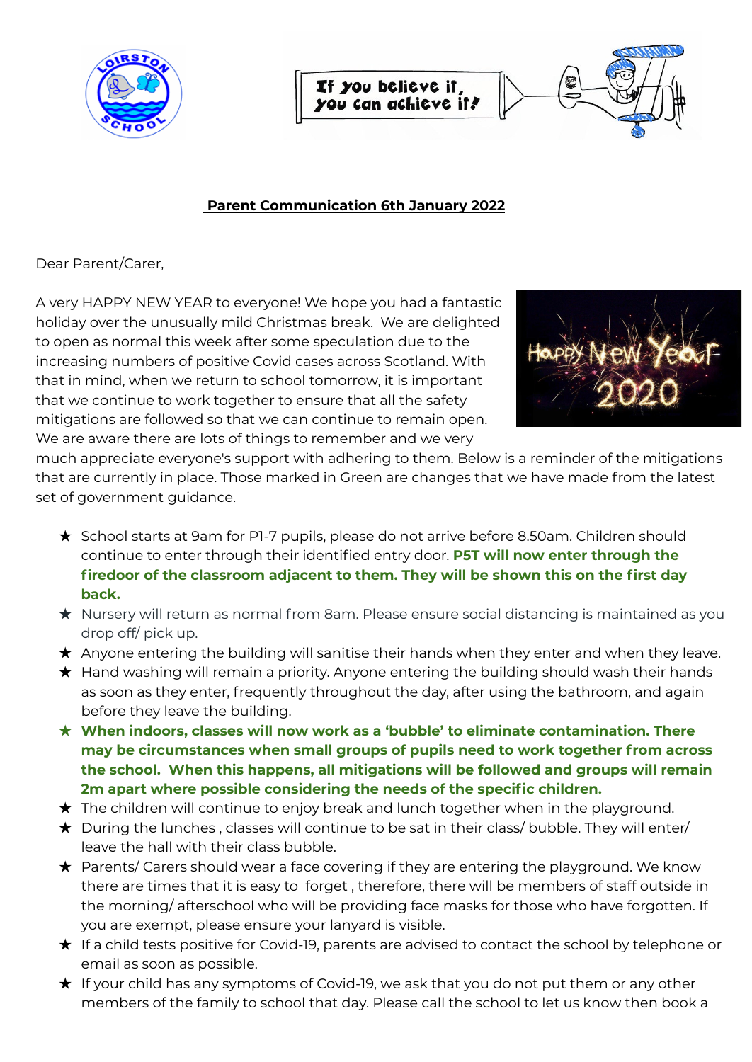**Parent Communication 6th January 2022**

Dear Parent/Carer,

A very HAPPY NEW YEAR to everyone! We hope you had a fantastic holiday over the unusually mild Christmas break. We are delighted to open as normal this week after some speculation due to the increasing numbers of positive Covid cases across Scotland. With that in mind, when we return to school tomorrow, it is important that we continue to work together to ensure that all the safety mitigations are followed so that we can continue to remain open. We are aware there are lots of things to remember and we very much appreciate everyone's support with adhering to them. Below is a reminder of the mitigations that are currently in place. Those marked in Green are changes that we have made from the latest set of government guidance.

- School starts at 9am for P1-7 pupils, please do not arrive before 8.50am. Children should continue to enter through their identified entry door. **P5T will now enter through the firedoor of the classroom adjacent to them. They will be shown this on the first day back.**
- Nursery will return as normal from 8am. Please ensure social distancing is maintained as you drop off/ pick up.
- Anyone entering the building will sanitise their hands when they enter and when they leave.
- Hand washing will remain a priority. Anyone entering the building should wash their hands as soon as they enter, frequently throughout the day, after using the bathroom, and again before they leave the building.
- **When indoors, classes will now work as a 'bubble' to eliminate contamination. There may be circumstances when small groups of pupils need to work together from across the school. When this happens, all mitigations will be followed and groups will remain 2m apart where possible considering the needs of the specific children.**
- The children will continue to enjoy break and lunch together when in the playground.
- During the lunches , classes will continue to be sat in their class/ bubble. They will enter/ leave the hall with their class bubble.
- Parents/ Carers should wear a face covering if they are entering the playground. We know there are times that it is easy to forget , therefore, there will be members of staff outside in the morning/ afterschool who will be providing face masks for those who have forgotten. If you are exempt, please ensure your lanyard is visible.
- If a child tests positive for Covid-19, parents are advised to contact the school by telephone or email as soon as possible.
- If your child has any symptoms of Covid-19, we ask that you do not put them or any other members of the family to school that day. Please call the school to let us know then book a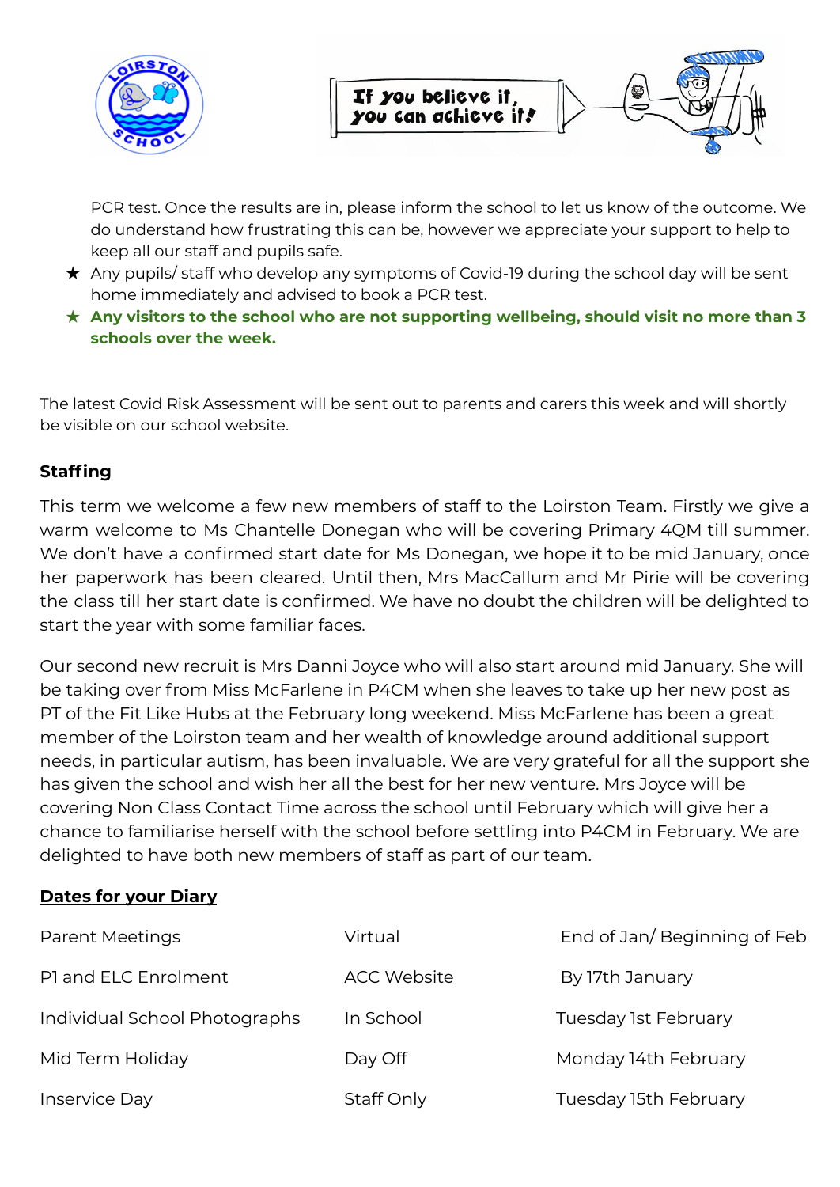PCR test. Once the results are in, please inform the school to let us know of the outcome. We do understand how frustrating this can be, however we appreciate your support to help to keep all our staff and pupils safe.

- Any pupils/ staff who develop any symptoms of Covid-19 during the school day will be sent home immediately and advised to book a PCR test.
- **Any visitors to the school who are not supporting wellbeing, should visit no more than 3 schools over the week.**

The latest Covid Risk Assessment will be sent out to parents and carers this week and will shortly be visible on our school website.

## Staffing

This term we welcome a few new members of staff to the Loirston Team. Firstly we give a warm welcome to Ms Chantelle Donegan who will be covering Primary 4QM till summer. We don't have a confirmed start date for Ms Donegan, we hope it to be mid January, once her paperwork has been cleared. Until then, Mrs MacCallum and Mr Pirie will be covering the class till her start date is confirmed. We have no doubt the children will be delighted to start the year with some familiar faces.

Our second new recruit is Mrs Danni Joyce who will also start around mid January. She will be taking over from Miss McFarlene in P4CM when she leaves to take up her new post as PT of the Fit Like Hubs at the February long weekend. Miss McFarlene has been a great member of the Loirston team and her wealth of knowledge around additional support needs, in particular autism, has been invaluable. We are very grateful for all the support she has given the school and wish her all the best for her new venture. Mrs Joyce will be covering Non Class Contact Time across the school until February which will give her a chance to familiarise herself with the school before settling into P4CM in February. We are delighted to have both new members of staff as part of our team.

## Dates for your Diary

| | | |
|---|---|---|
| Parent Meetings | Virtual | End of Jan/ Beginning of Feb |
| P1 and ELC Enrolment | ACC Website | By 17th January |
| Individual School Photographs | In School | Tuesday 1st February |
| Mid Term Holiday | Day Off | Monday 14th February |
| Inservice Day | Staff Only | Tuesday 15th February |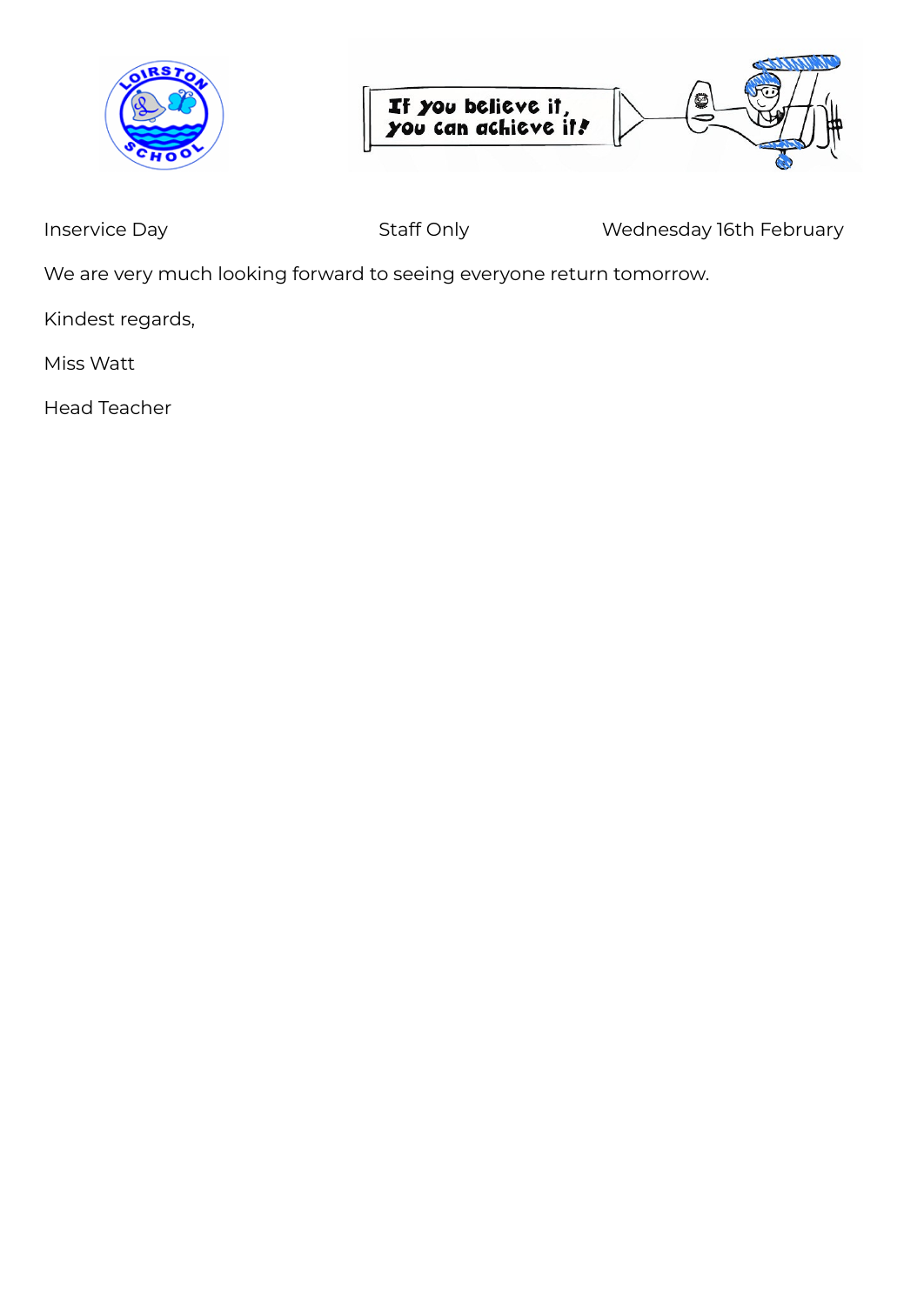| | | |
|---|---|---|
| Inservice Day | Staff Only | Wednesday 16th February |

We are very much looking forward to seeing everyone return tomorrow.

Kindest regards,

Miss Watt

Head Teacher